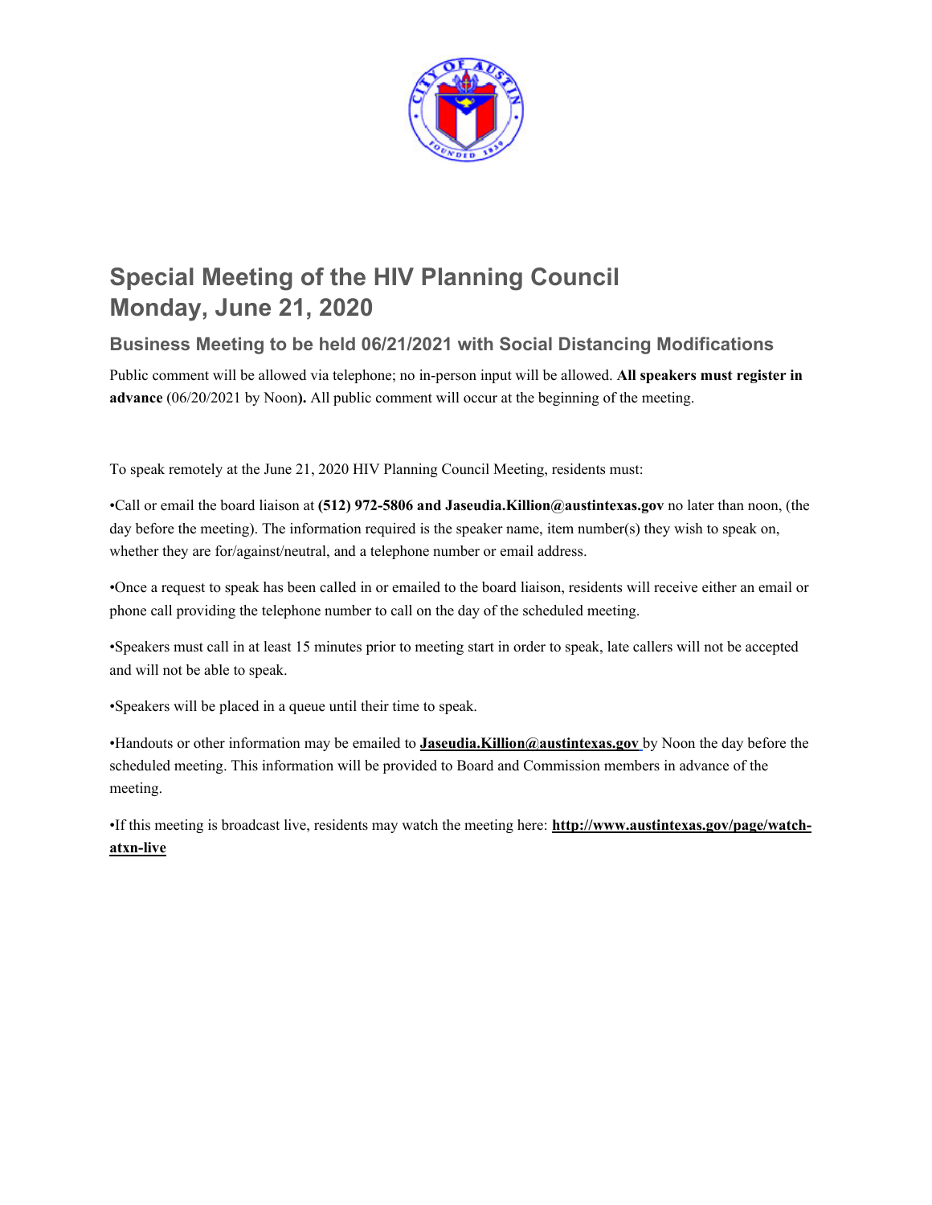# Special Meeting of the HIV Planning Council
# Monday, June 21, 2020

### Business Meeting to be held 06/21/2021 with Social Distancing Modifications

Public comment will be allowed via telephone; no in-person input will be allowed. **All speakers must register in advance** (06/20/2021 by Noon**).** All public comment will occur at the beginning of the meeting.

To speak remotely at the June 21, 2020 HIV Planning Council Meeting, residents must:

•Call or email the board liaison at **(512) 972-5806 and Jaseudia.Killion@austintexas.gov** no later than noon, (the day before the meeting). The information required is the speaker name, item number(s) they wish to speak on, whether they are for/against/neutral, and a telephone number or email address.

•Once a request to speak has been called in or emailed to the board liaison, residents will receive either an email or phone call providing the telephone number to call on the day of the scheduled meeting.

•Speakers must call in at least 15 minutes prior to meeting start in order to speak, late callers will not be accepted and will not be able to speak.

•Speakers will be placed in a queue until their time to speak.

•Handouts or other information may be emailed to **Jaseudia.Killion@austintexas.gov** by Noon the day before the scheduled meeting. This information will be provided to Board and Commission members in advance of the meeting.

•If this meeting is broadcast live, residents may watch the meeting here: **http://www.austintexas.gov/page/watch-atxn-live**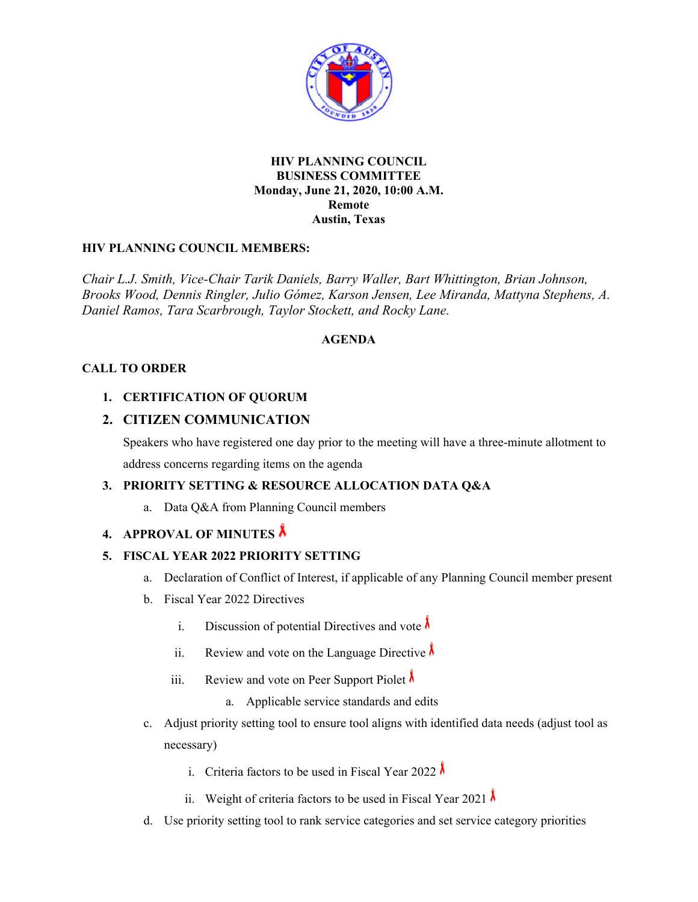HIV PLANNING COUNCIL
BUSINESS COMMITTEE
Monday, June 21, 2020, 10:00 A.M.
Remote
Austin, Texas

**HIV PLANNING COUNCIL MEMBERS:**

*Chair L.J. Smith, Vice-Chair Tarik Daniels, Barry Waller, Bart Whittington, Brian Johnson, Brooks Wood, Dennis Ringler, Julio Gómez, Karson Jensen, Lee Miranda, Mattyna Stephens, A. Daniel Ramos, Tara Scarbrough, Taylor Stockett, and Rocky Lane.*

**AGENDA**

**CALL TO ORDER**

1. **CERTIFICATION OF QUORUM**
2. **CITIZEN COMMUNICATION**

   Speakers who have registered one day prior to the meeting will have a three-minute allotment to address concerns regarding items on the agenda

3. **PRIORITY SETTING & RESOURCE ALLOCATION DATA Q&A**
   a. Data Q&A from Planning Council members
4. **APPROVAL OF MINUTES**
5. **FISCAL YEAR 2022 PRIORITY SETTING**
   a. Declaration of Conflict of Interest, if applicable of any Planning Council member present
   b. Fiscal Year 2022 Directives
      i. Discussion of potential Directives and vote
      ii. Review and vote on the Language Directive
      iii. Review and vote on Peer Support Piolet
         a. Applicable service standards and edits
   c. Adjust priority setting tool to ensure tool aligns with identified data needs (adjust tool as necessary)
      i. Criteria factors to be used in Fiscal Year 2022
      ii. Weight of criteria factors to be used in Fiscal Year 2021
   d. Use priority setting tool to rank service categories and set service category priorities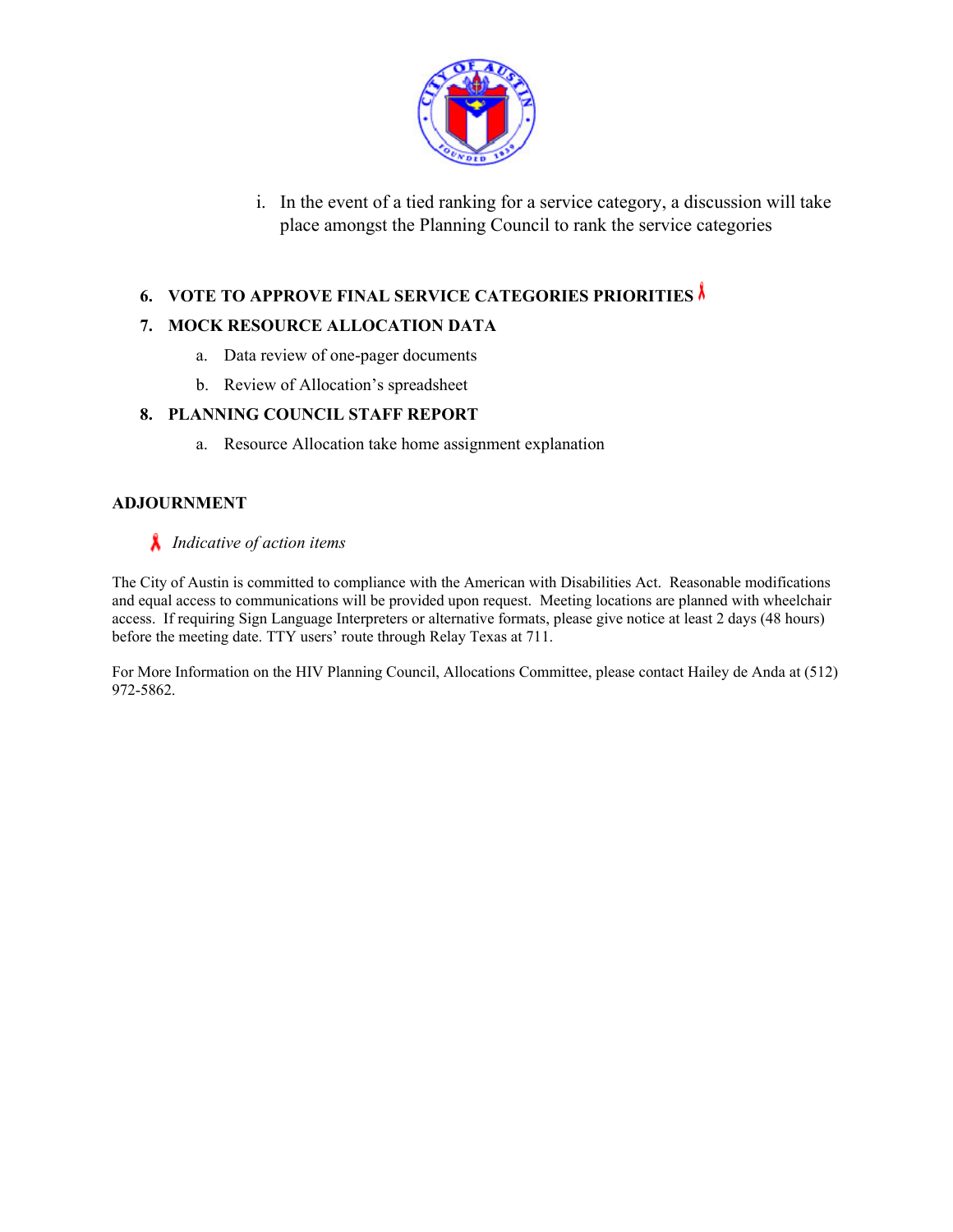i. In the event of a tied ranking for a service category, a discussion will take place amongst the Planning Council to rank the service categories

6. **VOTE TO APPROVE FINAL SERVICE CATEGORIES PRIORITIES** 🎗
7. **MOCK RESOURCE ALLOCATION DATA**
   a. Data review of one-pager documents
   b. Review of Allocation's spreadsheet
8. **PLANNING COUNCIL STAFF REPORT**
   a. Resource Allocation take home assignment explanation

**ADJOURNMENT**

🎗 *Indicative of action items*

The City of Austin is committed to compliance with the American with Disabilities Act. Reasonable modifications and equal access to communications will be provided upon request. Meeting locations are planned with wheelchair access. If requiring Sign Language Interpreters or alternative formats, please give notice at least 2 days (48 hours) before the meeting date. TTY users' route through Relay Texas at 711.

For More Information on the HIV Planning Council, Allocations Committee, please contact Hailey de Anda at (512) 972-5862.